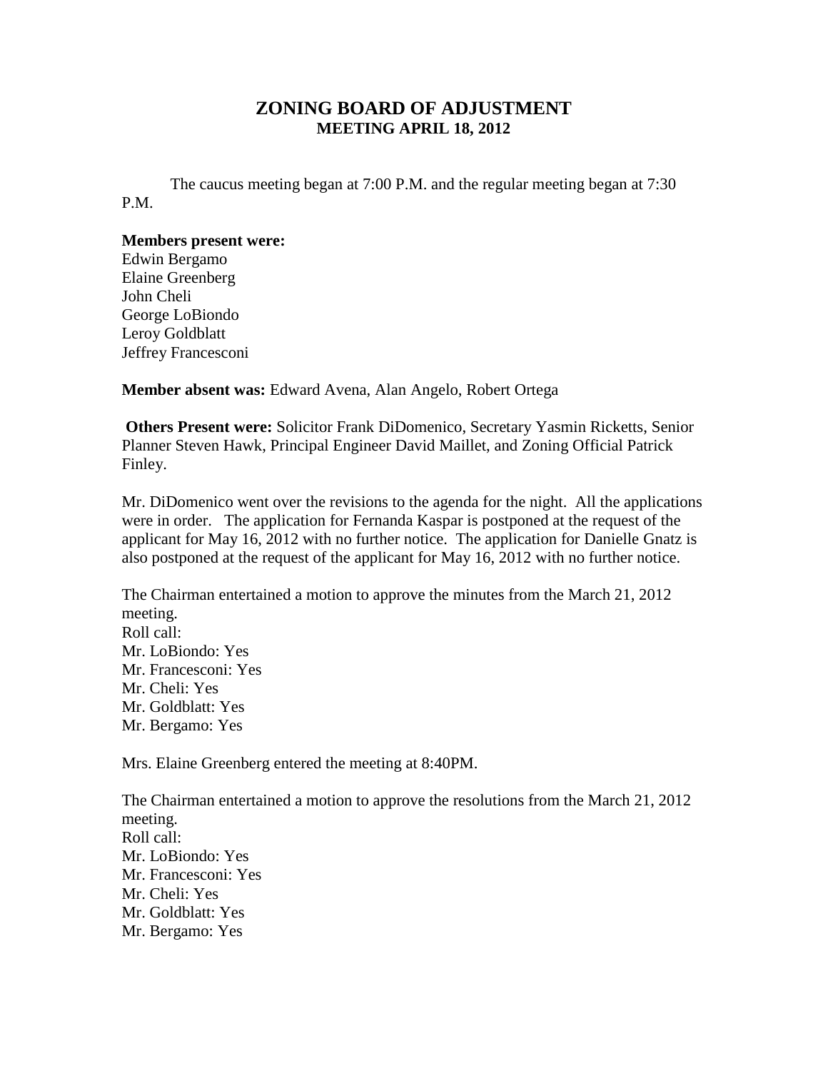# ZONING BOARD OF ADJUSTMENT
## MEETING APRIL 18, 2012

The caucus meeting began at 7:00 P.M. and the regular meeting began at 7:30 P.M.

**Members present were:**
Edwin Bergamo
Elaine Greenberg
John Cheli
George LoBiondo
Leroy Goldblatt
Jeffrey Francesconi

**Member absent was:** Edward Avena, Alan Angelo, Robert Ortega

**Others Present were:** Solicitor Frank DiDomenico, Secretary Yasmin Ricketts, Senior Planner Steven Hawk, Principal Engineer David Maillet, and Zoning Official Patrick Finley.

Mr. DiDomenico went over the revisions to the agenda for the night. All the applications were in order. The application for Fernanda Kaspar is postponed at the request of the applicant for May 16, 2012 with no further notice. The application for Danielle Gnatz is also postponed at the request of the applicant for May 16, 2012 with no further notice.

The Chairman entertained a motion to approve the minutes from the March 21, 2012 meeting.
Roll call:
Mr. LoBiondo: Yes
Mr. Francesconi: Yes
Mr. Cheli: Yes
Mr. Goldblatt: Yes
Mr. Bergamo: Yes

Mrs. Elaine Greenberg entered the meeting at 8:40PM.

The Chairman entertained a motion to approve the resolutions from the March 21, 2012 meeting.
Roll call:
Mr. LoBiondo: Yes
Mr. Francesconi: Yes
Mr. Cheli: Yes
Mr. Goldblatt: Yes
Mr. Bergamo: Yes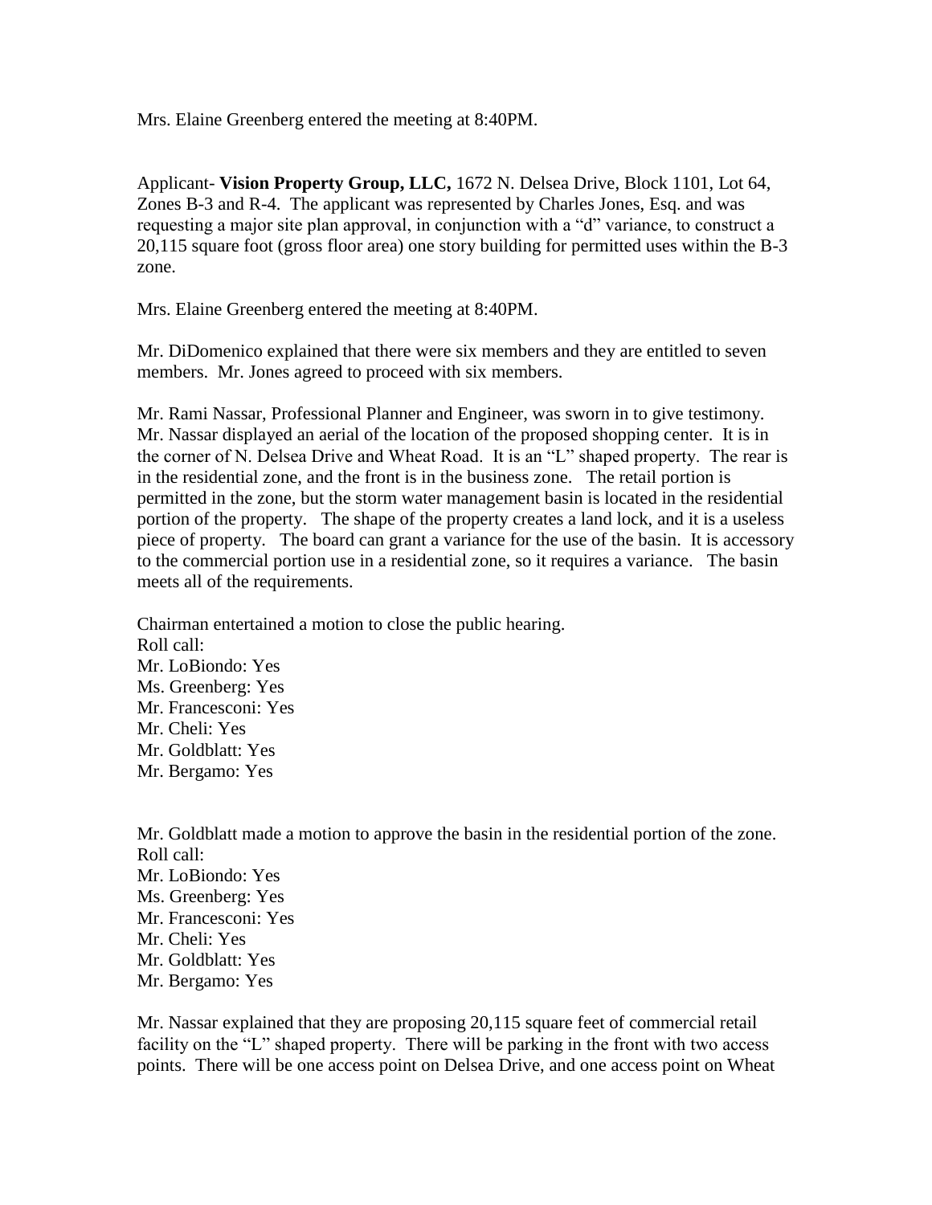Mrs. Elaine Greenberg entered the meeting at 8:40PM.

Applicant- **Vision Property Group, LLC,** 1672 N. Delsea Drive, Block 1101, Lot 64, Zones B-3 and R-4. The applicant was represented by Charles Jones, Esq. and was requesting a major site plan approval, in conjunction with a "d" variance, to construct a 20,115 square foot (gross floor area) one story building for permitted uses within the B-3 zone.

Mrs. Elaine Greenberg entered the meeting at 8:40PM.

Mr. DiDomenico explained that there were six members and they are entitled to seven members. Mr. Jones agreed to proceed with six members.

Mr. Rami Nassar, Professional Planner and Engineer, was sworn in to give testimony. Mr. Nassar displayed an aerial of the location of the proposed shopping center. It is in the corner of N. Delsea Drive and Wheat Road. It is an "L" shaped property. The rear is in the residential zone, and the front is in the business zone. The retail portion is permitted in the zone, but the storm water management basin is located in the residential portion of the property. The shape of the property creates a land lock, and it is a useless piece of property. The board can grant a variance for the use of the basin. It is accessory to the commercial portion use in a residential zone, so it requires a variance. The basin meets all of the requirements.

Chairman entertained a motion to close the public hearing.
Roll call:
Mr. LoBiondo: Yes
Ms. Greenberg: Yes
Mr. Francesconi: Yes
Mr. Cheli: Yes
Mr. Goldblatt: Yes
Mr. Bergamo: Yes

Mr. Goldblatt made a motion to approve the basin in the residential portion of the zone.
Roll call:
Mr. LoBiondo: Yes
Ms. Greenberg: Yes
Mr. Francesconi: Yes
Mr. Cheli: Yes
Mr. Goldblatt: Yes
Mr. Bergamo: Yes

Mr. Nassar explained that they are proposing 20,115 square feet of commercial retail facility on the "L" shaped property. There will be parking in the front with two access points. There will be one access point on Delsea Drive, and one access point on Wheat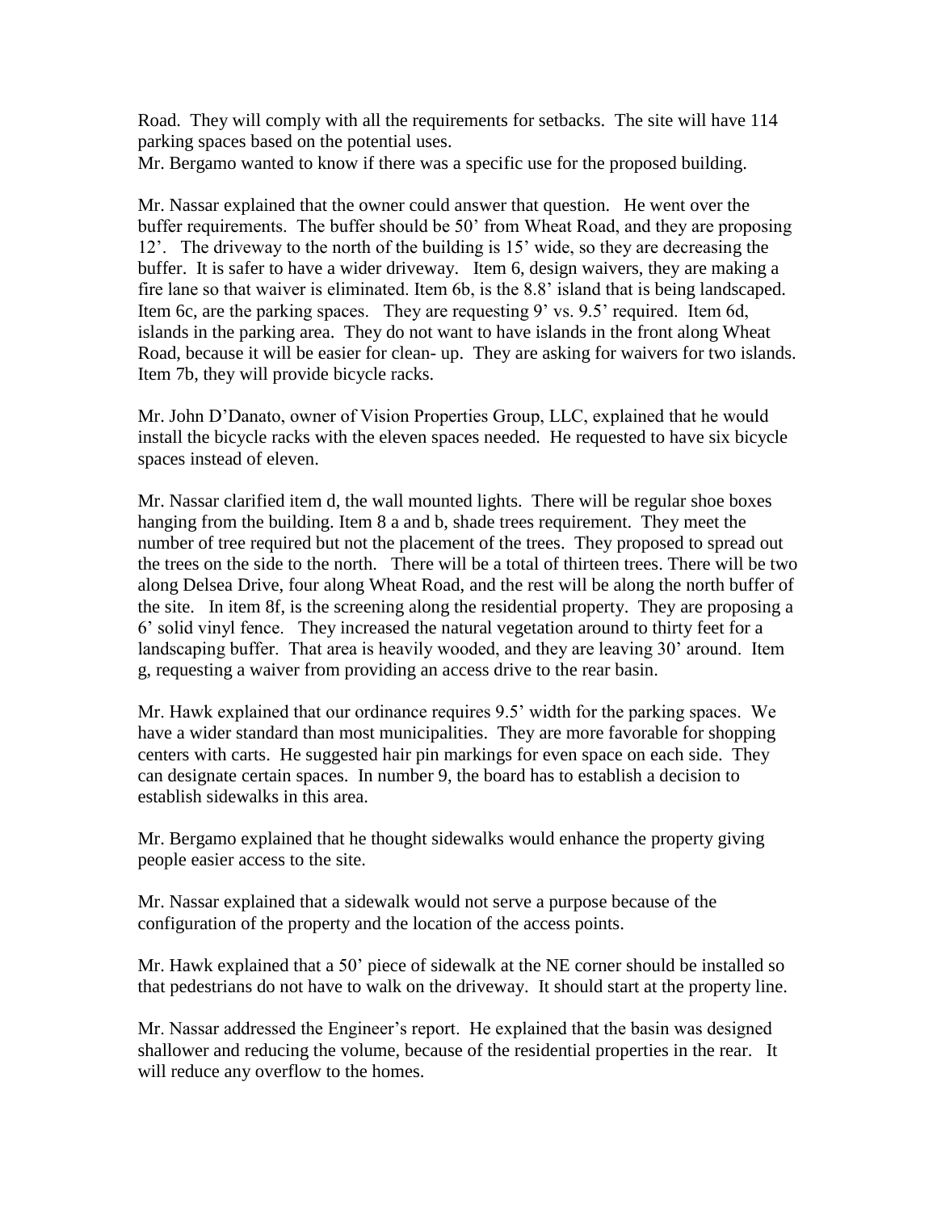Road. They will comply with all the requirements for setbacks. The site will have 114 parking spaces based on the potential uses.
Mr. Bergamo wanted to know if there was a specific use for the proposed building.

Mr. Nassar explained that the owner could answer that question. He went over the buffer requirements. The buffer should be 50' from Wheat Road, and they are proposing 12'. The driveway to the north of the building is 15' wide, so they are decreasing the buffer. It is safer to have a wider driveway. Item 6, design waivers, they are making a fire lane so that waiver is eliminated. Item 6b, is the 8.8' island that is being landscaped. Item 6c, are the parking spaces. They are requesting 9' vs. 9.5' required. Item 6d, islands in the parking area. They do not want to have islands in the front along Wheat Road, because it will be easier for clean- up. They are asking for waivers for two islands. Item 7b, they will provide bicycle racks.

Mr. John D'Danato, owner of Vision Properties Group, LLC, explained that he would install the bicycle racks with the eleven spaces needed. He requested to have six bicycle spaces instead of eleven.

Mr. Nassar clarified item d, the wall mounted lights. There will be regular shoe boxes hanging from the building. Item 8 a and b, shade trees requirement. They meet the number of tree required but not the placement of the trees. They proposed to spread out the trees on the side to the north. There will be a total of thirteen trees. There will be two along Delsea Drive, four along Wheat Road, and the rest will be along the north buffer of the site. In item 8f, is the screening along the residential property. They are proposing a 6' solid vinyl fence. They increased the natural vegetation around to thirty feet for a landscaping buffer. That area is heavily wooded, and they are leaving 30' around. Item g, requesting a waiver from providing an access drive to the rear basin.

Mr. Hawk explained that our ordinance requires 9.5' width for the parking spaces. We have a wider standard than most municipalities. They are more favorable for shopping centers with carts. He suggested hair pin markings for even space on each side. They can designate certain spaces. In number 9, the board has to establish a decision to establish sidewalks in this area.

Mr. Bergamo explained that he thought sidewalks would enhance the property giving people easier access to the site.

Mr. Nassar explained that a sidewalk would not serve a purpose because of the configuration of the property and the location of the access points.

Mr. Hawk explained that a 50' piece of sidewalk at the NE corner should be installed so that pedestrians do not have to walk on the driveway. It should start at the property line.

Mr. Nassar addressed the Engineer's report. He explained that the basin was designed shallower and reducing the volume, because of the residential properties in the rear. It will reduce any overflow to the homes.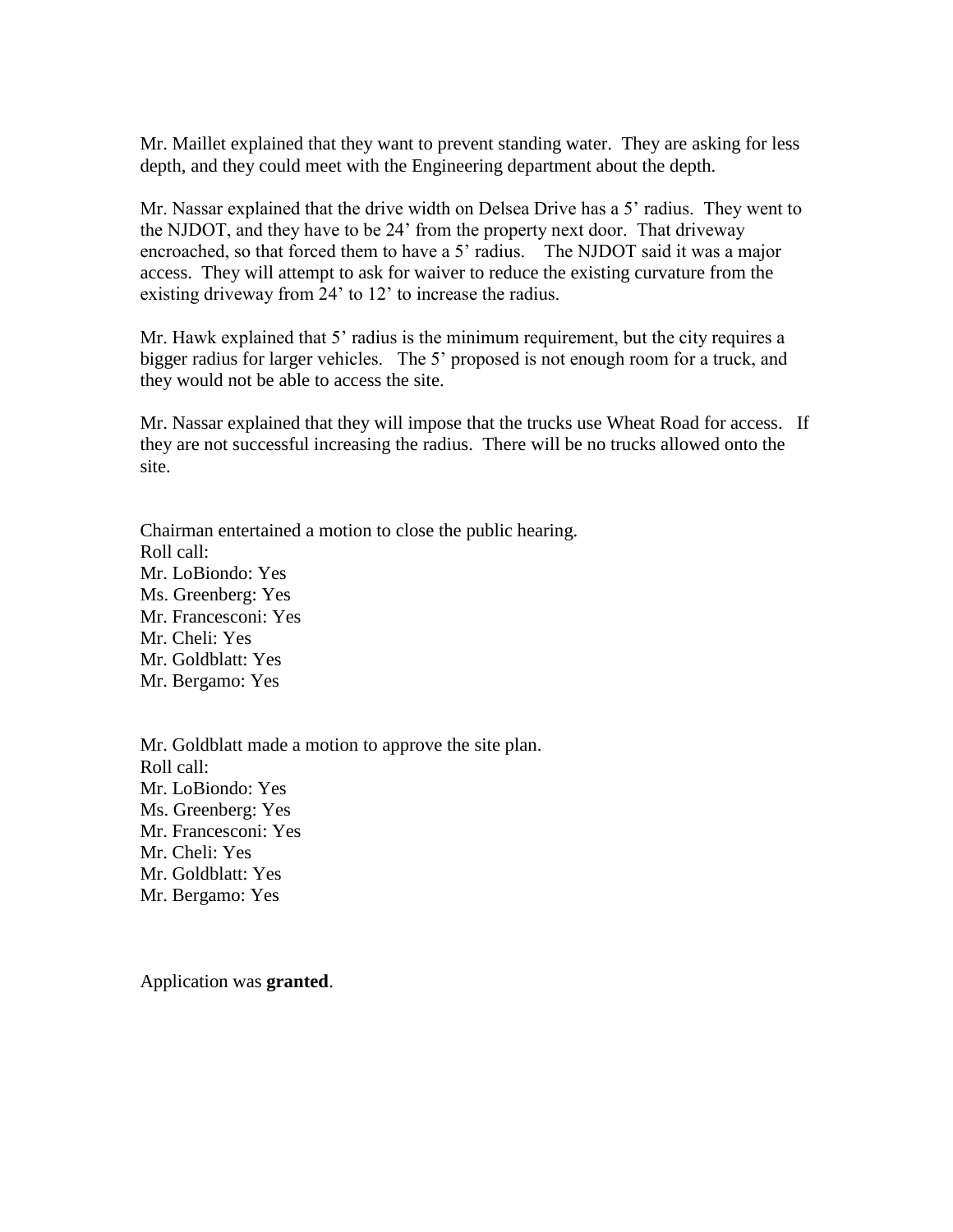Mr. Maillet explained that they want to prevent standing water. They are asking for less depth, and they could meet with the Engineering department about the depth.

Mr. Nassar explained that the drive width on Delsea Drive has a 5' radius. They went to the NJDOT, and they have to be 24' from the property next door. That driveway encroached, so that forced them to have a 5' radius. The NJDOT said it was a major access. They will attempt to ask for waiver to reduce the existing curvature from the existing driveway from 24' to 12' to increase the radius.

Mr. Hawk explained that 5' radius is the minimum requirement, but the city requires a bigger radius for larger vehicles. The 5' proposed is not enough room for a truck, and they would not be able to access the site.

Mr. Nassar explained that they will impose that the trucks use Wheat Road for access. If they are not successful increasing the radius. There will be no trucks allowed onto the site.

Chairman entertained a motion to close the public hearing.
Roll call:
Mr. LoBiondo: Yes
Ms. Greenberg: Yes
Mr. Francesconi: Yes
Mr. Cheli: Yes
Mr. Goldblatt: Yes
Mr. Bergamo: Yes

Mr. Goldblatt made a motion to approve the site plan.
Roll call:
Mr. LoBiondo: Yes
Ms. Greenberg: Yes
Mr. Francesconi: Yes
Mr. Cheli: Yes
Mr. Goldblatt: Yes
Mr. Bergamo: Yes

Application was **granted**.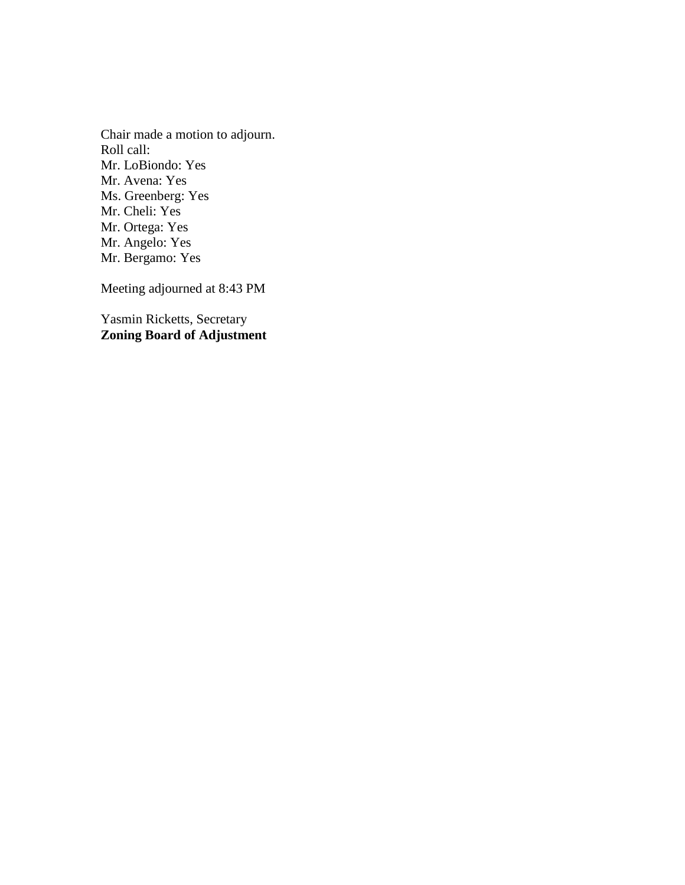Chair made a motion to adjourn.
Roll call:
Mr. LoBiondo: Yes
Mr. Avena: Yes
Ms. Greenberg: Yes
Mr. Cheli: Yes
Mr. Ortega: Yes
Mr. Angelo: Yes
Mr. Bergamo: Yes

Meeting adjourned at 8:43 PM

Yasmin Ricketts, Secretary
**Zoning Board of Adjustment**